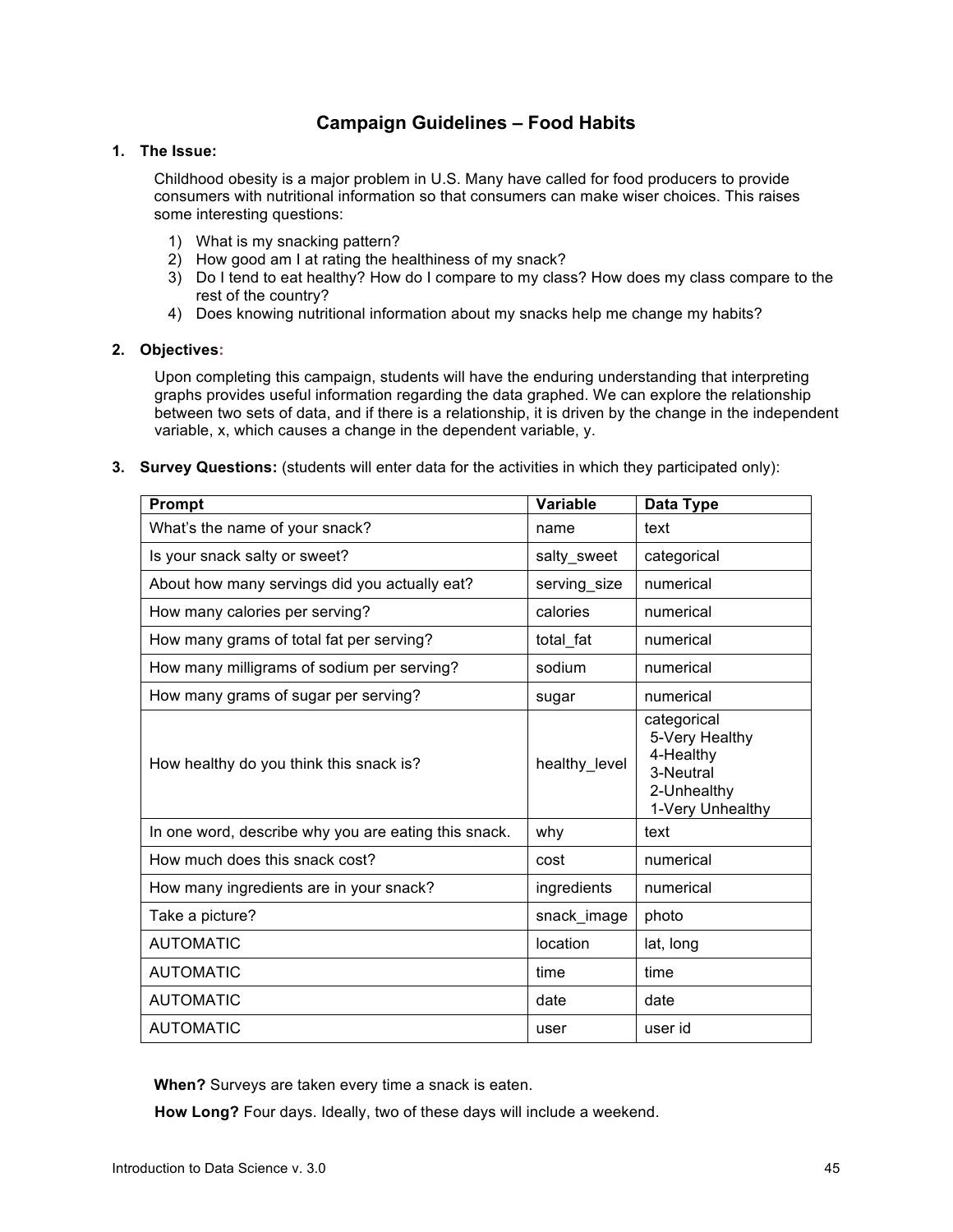# Campaign Guidelines – Food Habits

1. **The Issue:**

   Childhood obesity is a major problem in U.S. Many have called for food producers to provide consumers with nutritional information so that consumers can make wiser choices. This raises some interesting questions:

   1) What is my snacking pattern?
   2) How good am I at rating the healthiness of my snack?
   3) Do I tend to eat healthy? How do I compare to my class? How does my class compare to the rest of the country?
   4) Does knowing nutritional information about my snacks help me change my habits?

2. **Objectives:**

   Upon completing this campaign, students will have the enduring understanding that interpreting graphs provides useful information regarding the data graphed. We can explore the relationship between two sets of data, and if there is a relationship, it is driven by the change in the independent variable, x, which causes a change in the dependent variable, y.

3. **Survey Questions:** (students will enter data for the activities in which they participated only):

| Prompt | Variable | Data Type |
|---|---|---|
| What's the name of your snack? | name | text |
| Is your snack salty or sweet? | salty_sweet | categorical |
| About how many servings did you actually eat? | serving_size | numerical |
| How many calories per serving? | calories | numerical |
| How many grams of total fat per serving? | total_fat | numerical |
| How many milligrams of sodium per serving? | sodium | numerical |
| How many grams of sugar per serving? | sugar | numerical |
| How healthy do you think this snack is? | healthy_level | categorical<br>5-Very Healthy<br>4-Healthy<br>3-Neutral<br>2-Unhealthy<br>1-Very Unhealthy |
| In one word, describe why you are eating this snack. | why | text |
| How much does this snack cost? | cost | numerical |
| How many ingredients are in your snack? | ingredients | numerical |
| Take a picture? | snack_image | photo |
| AUTOMATIC | location | lat, long |
| AUTOMATIC | time | time |
| AUTOMATIC | date | date |
| AUTOMATIC | user | user id |

**When?** Surveys are taken every time a snack is eaten.

**How Long?** Four days. Ideally, two of these days will include a weekend.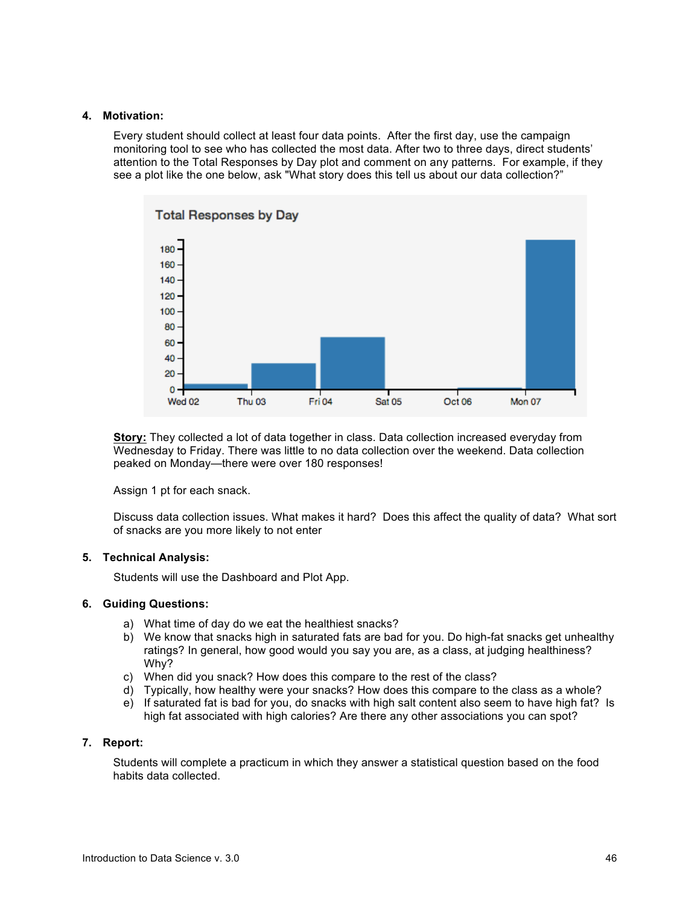4. **Motivation:**

   Every student should collect at least four data points. After the first day, use the campaign monitoring tool to see who has collected the most data. After two to three days, direct students' attention to the Total Responses by Day plot and comment on any patterns. For example, if they see a plot like the one below, ask "What story does this tell us about our data collection?"

   Total Responses by Day

   180
   160
   140
   120
   100
   80
   60
   40
   20
   0

   Wed 02 Thu 03 Fri 04 Sat 05 Oct 06 Mon 07

   **Story:** They collected a lot of data together in class. Data collection increased everyday from Wednesday to Friday. There was little to no data collection over the weekend. Data collection peaked on Monday—there were over 180 responses!

   Assign 1 pt for each snack.

   Discuss data collection issues. What makes it hard? Does this affect the quality of data? What sort of snacks are you more likely to not enter

5. **Technical Analysis:**

   Students will use the Dashboard and Plot App.

6. **Guiding Questions:**

   a) What time of day do we eat the healthiest snacks?
   b) We know that snacks high in saturated fats are bad for you. Do high-fat snacks get unhealthy ratings? In general, how good would you say you are, as a class, at judging healthiness? Why?
   c) When did you snack? How does this compare to the rest of the class?
   d) Typically, how healthy were your snacks? How does this compare to the class as a whole?
   e) If saturated fat is bad for you, do snacks with high salt content also seem to have high fat? Is high fat associated with high calories? Are there any other associations you can spot?

7. **Report:**

   Students will complete a practicum in which they answer a statistical question based on the food habits data collected.